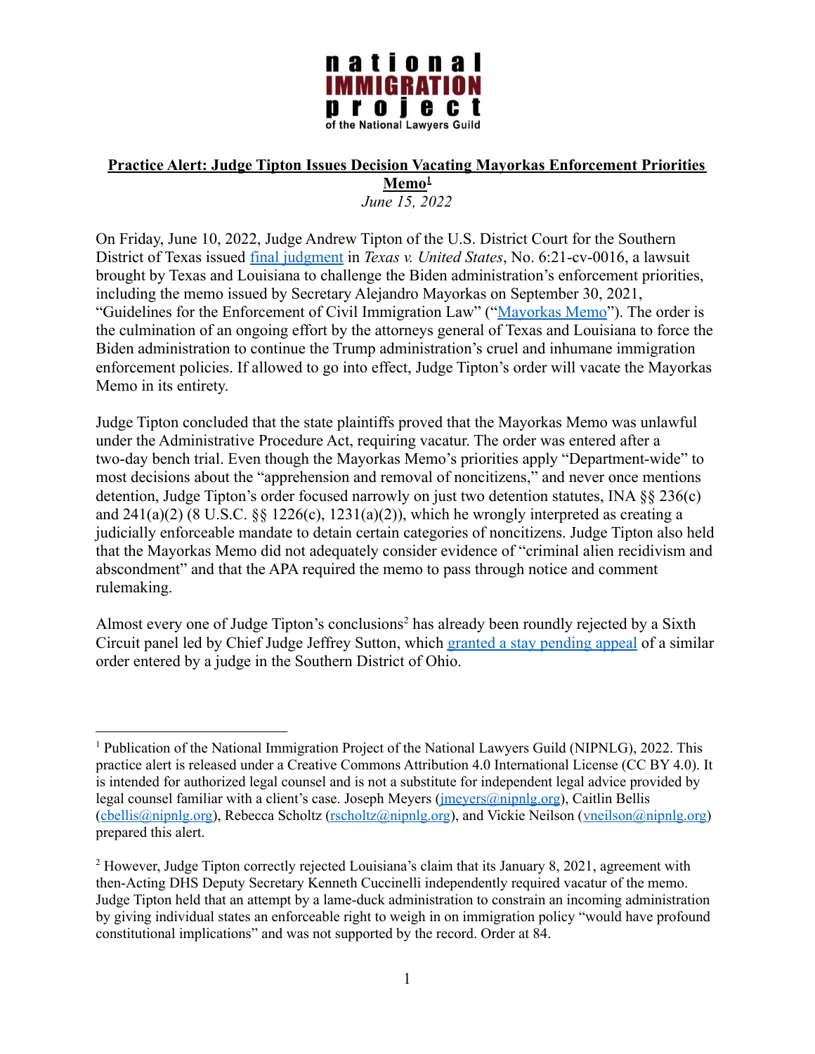national IMMIGRATION project of the National Lawyers Guild

**Practice Alert: Judge Tipton Issues Decision Vacating Mayorkas Enforcement Priorities Memo[1]**

*June 15, 2022*

On Friday, June 10, 2022, Judge Andrew Tipton of the U.S. District Court for the Southern District of Texas issued final judgment in *Texas v. United States*, No. 6:21-cv-0016, a lawsuit brought by Texas and Louisiana to challenge the Biden administration's enforcement priorities, including the memo issued by Secretary Alejandro Mayorkas on September 30, 2021, "Guidelines for the Enforcement of Civil Immigration Law" ("Mayorkas Memo"). The order is the culmination of an ongoing effort by the attorneys general of Texas and Louisiana to force the Biden administration to continue the Trump administration's cruel and inhumane immigration enforcement policies. If allowed to go into effect, Judge Tipton's order will vacate the Mayorkas Memo in its entirety.

Judge Tipton concluded that the state plaintiffs proved that the Mayorkas Memo was unlawful under the Administrative Procedure Act, requiring vacatur. The order was entered after a two-day bench trial. Even though the Mayorkas Memo's priorities apply "Department-wide" to most decisions about the "apprehension and removal of noncitizens," and never once mentions detention, Judge Tipton's order focused narrowly on just two detention statutes, INA §§ 236(c) and 241(a)(2) (8 U.S.C. §§ 1226(c), 1231(a)(2)), which he wrongly interpreted as creating a judicially enforceable mandate to detain certain categories of noncitizens. Judge Tipton also held that the Mayorkas Memo did not adequately consider evidence of "criminal alien recidivism and abscondment" and that the APA required the memo to pass through notice and comment rulemaking.

Almost every one of Judge Tipton's conclusions[2] has already been roundly rejected by a Sixth Circuit panel led by Chief Judge Jeffrey Sutton, which granted a stay pending appeal of a similar order entered by a judge in the Southern District of Ohio.

---

[1] Publication of the National Immigration Project of the National Lawyers Guild (NIPNLG), 2022. This practice alert is released under a Creative Commons Attribution 4.0 International License (CC BY 4.0). It is intended for authorized legal counsel and is not a substitute for independent legal advice provided by legal counsel familiar with a client's case. Joseph Meyers (jmeyers@nipnlg.org), Caitlin Bellis (cbellis@nipnlg.org), Rebecca Scholtz (rscholtz@nipnlg.org), and Vickie Neilson (vneilson@nipnlg.org) prepared this alert.

[2] However, Judge Tipton correctly rejected Louisiana's claim that its January 8, 2021, agreement with then-Acting DHS Deputy Secretary Kenneth Cuccinelli independently required vacatur of the memo. Judge Tipton held that an attempt by a lame-duck administration to constrain an incoming administration by giving individual states an enforceable right to weigh in on immigration policy "would have profound constitutional implications" and was not supported by the record. Order at 84.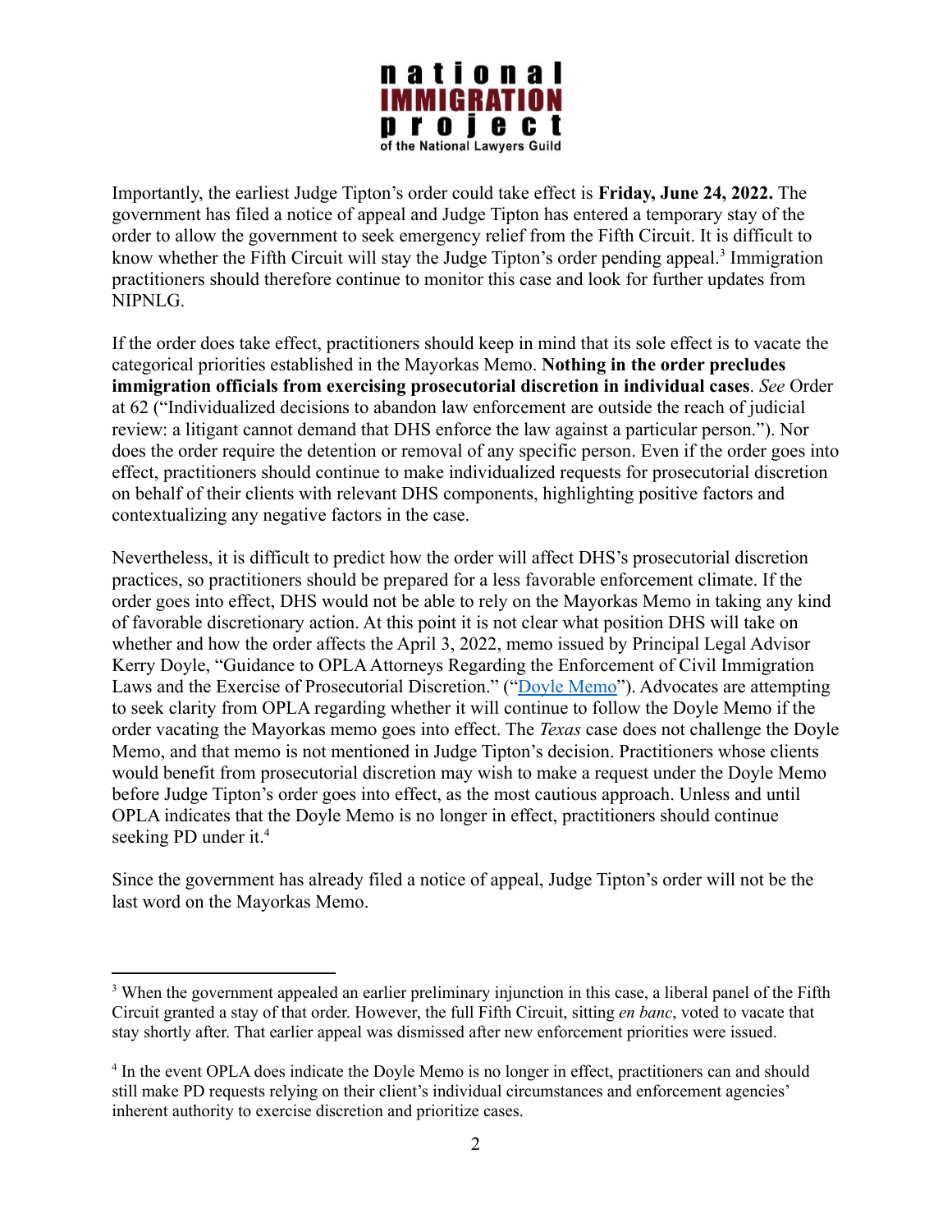Importantly, the earliest Judge Tipton's order could take effect is **Friday, June 24, 2022.** The government has filed a notice of appeal and Judge Tipton has entered a temporary stay of the order to allow the government to seek emergency relief from the Fifth Circuit. It is difficult to know whether the Fifth Circuit will stay the Judge Tipton's order pending appeal.[3] Immigration practitioners should therefore continue to monitor this case and look for further updates from NIPNLG.

If the order does take effect, practitioners should keep in mind that its sole effect is to vacate the categorical priorities established in the Mayorkas Memo. **Nothing in the order precludes immigration officials from exercising prosecutorial discretion in individual cases**. *See* Order at 62 ("Individualized decisions to abandon law enforcement are outside the reach of judicial review: a litigant cannot demand that DHS enforce the law against a particular person."). Nor does the order require the detention or removal of any specific person. Even if the order goes into effect, practitioners should continue to make individualized requests for prosecutorial discretion on behalf of their clients with relevant DHS components, highlighting positive factors and contextualizing any negative factors in the case.

Nevertheless, it is difficult to predict how the order will affect DHS's prosecutorial discretion practices, so practitioners should be prepared for a less favorable enforcement climate. If the order goes into effect, DHS would not be able to rely on the Mayorkas Memo in taking any kind of favorable discretionary action. At this point it is not clear what position DHS will take on whether and how the order affects the April 3, 2022, memo issued by Principal Legal Advisor Kerry Doyle, "Guidance to OPLA Attorneys Regarding the Enforcement of Civil Immigration Laws and the Exercise of Prosecutorial Discretion." ("Doyle Memo"). Advocates are attempting to seek clarity from OPLA regarding whether it will continue to follow the Doyle Memo if the order vacating the Mayorkas memo goes into effect. The *Texas* case does not challenge the Doyle Memo, and that memo is not mentioned in Judge Tipton's decision. Practitioners whose clients would benefit from prosecutorial discretion may wish to make a request under the Doyle Memo before Judge Tipton's order goes into effect, as the most cautious approach. Unless and until OPLA indicates that the Doyle Memo is no longer in effect, practitioners should continue seeking PD under it.[4]

Since the government has already filed a notice of appeal, Judge Tipton's order will not be the last word on the Mayorkas Memo.

---

[3] When the government appealed an earlier preliminary injunction in this case, a liberal panel of the Fifth Circuit granted a stay of that order. However, the full Fifth Circuit, sitting *en banc*, voted to vacate that stay shortly after. That earlier appeal was dismissed after new enforcement priorities were issued.

[4] In the event OPLA does indicate the Doyle Memo is no longer in effect, practitioners can and should still make PD requests relying on their client's individual circumstances and enforcement agencies' inherent authority to exercise discretion and prioritize cases.